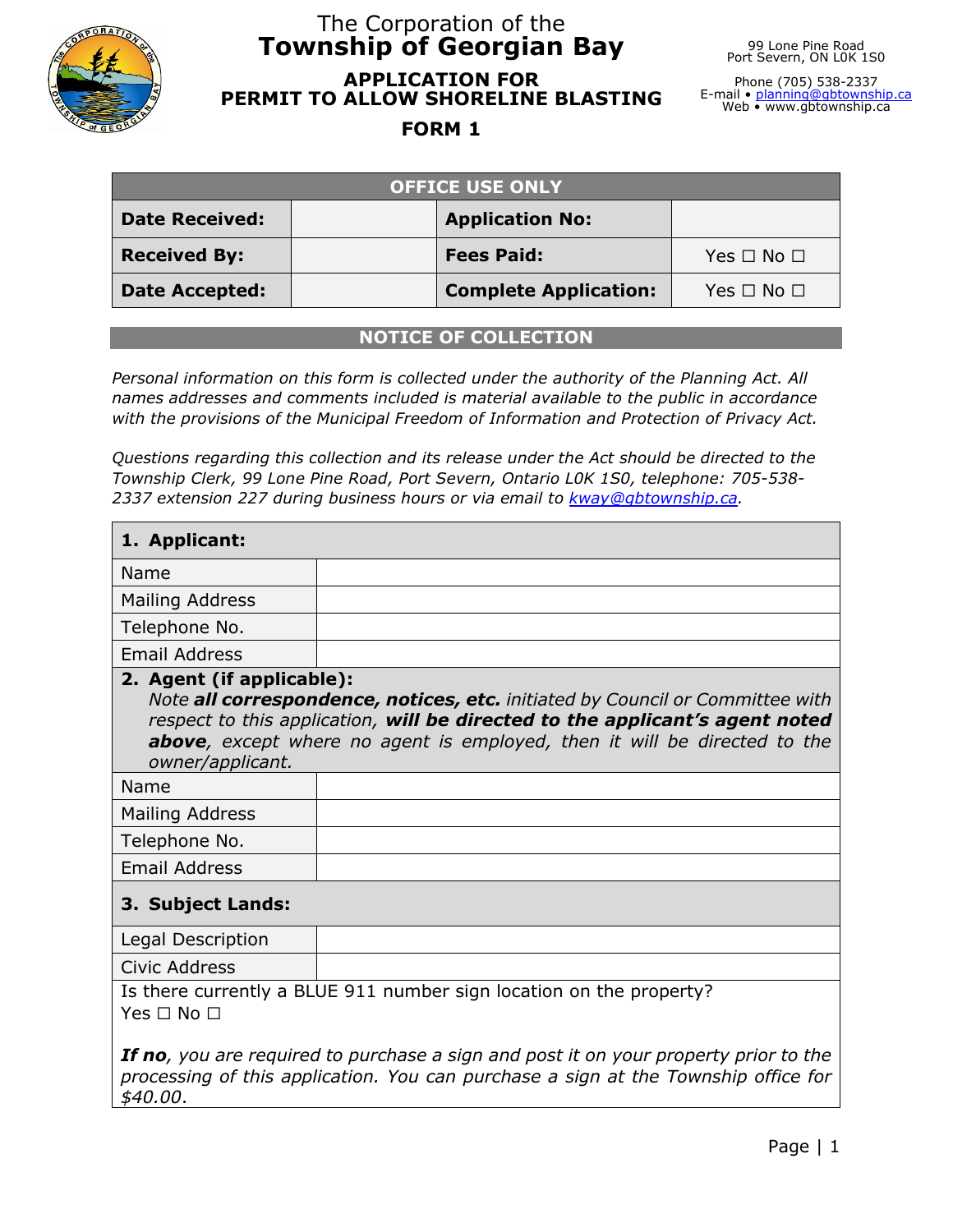The Corporation of the
# Township of Georgian Bay

## APPLICATION FOR PERMIT TO ALLOW SHORELINE BLASTING

## FORM 1

99 Lone Pine Road
Port Severn, ON L0K 1S0

Phone (705) 538-2337
E-mail • planning@gbtownship.ca
Web • www.gbtownship.ca

| OFFICE USE ONLY | | | |
|---|---|---|---|
| **Date Received:** | | **Application No:** | |
| **Received By:** | | **Fees Paid:** | Yes ☐ No ☐ |
| **Date Accepted:** | | **Complete Application:** | Yes ☐ No ☐ |

### NOTICE OF COLLECTION

*Personal information on this form is collected under the authority of the Planning Act. All names addresses and comments included is material available to the public in accordance with the provisions of the Municipal Freedom of Information and Protection of Privacy Act.*

*Questions regarding this collection and its release under the Act should be directed to the Township Clerk, 99 Lone Pine Road, Port Severn, Ontario L0K 1S0, telephone: 705-538-2337 extension 227 during business hours or via email to kway@gbtownship.ca.*

| **1. Applicant:** | |
|---|---|
| Name | |
| Mailing Address | |
| Telephone No. | |
| Email Address | |

**2. Agent (if applicable):**
*Note **all correspondence, notices, etc.** initiated by Council or Committee with respect to this application, **will be directed to the applicant's agent noted above**, except where no agent is employed, then it will be directed to the owner/applicant.*

| | |
|---|---|
| Name | |
| Mailing Address | |
| Telephone No. | |
| Email Address | |

| **3. Subject Lands:** | |
|---|---|
| Legal Description | |
| Civic Address | |

Is there currently a BLUE 911 number sign location on the property?
Yes ☐ No ☐

***If no**, you are required to purchase a sign and post it on your property prior to the processing of this application. You can purchase a sign at the Township office for $40.00.*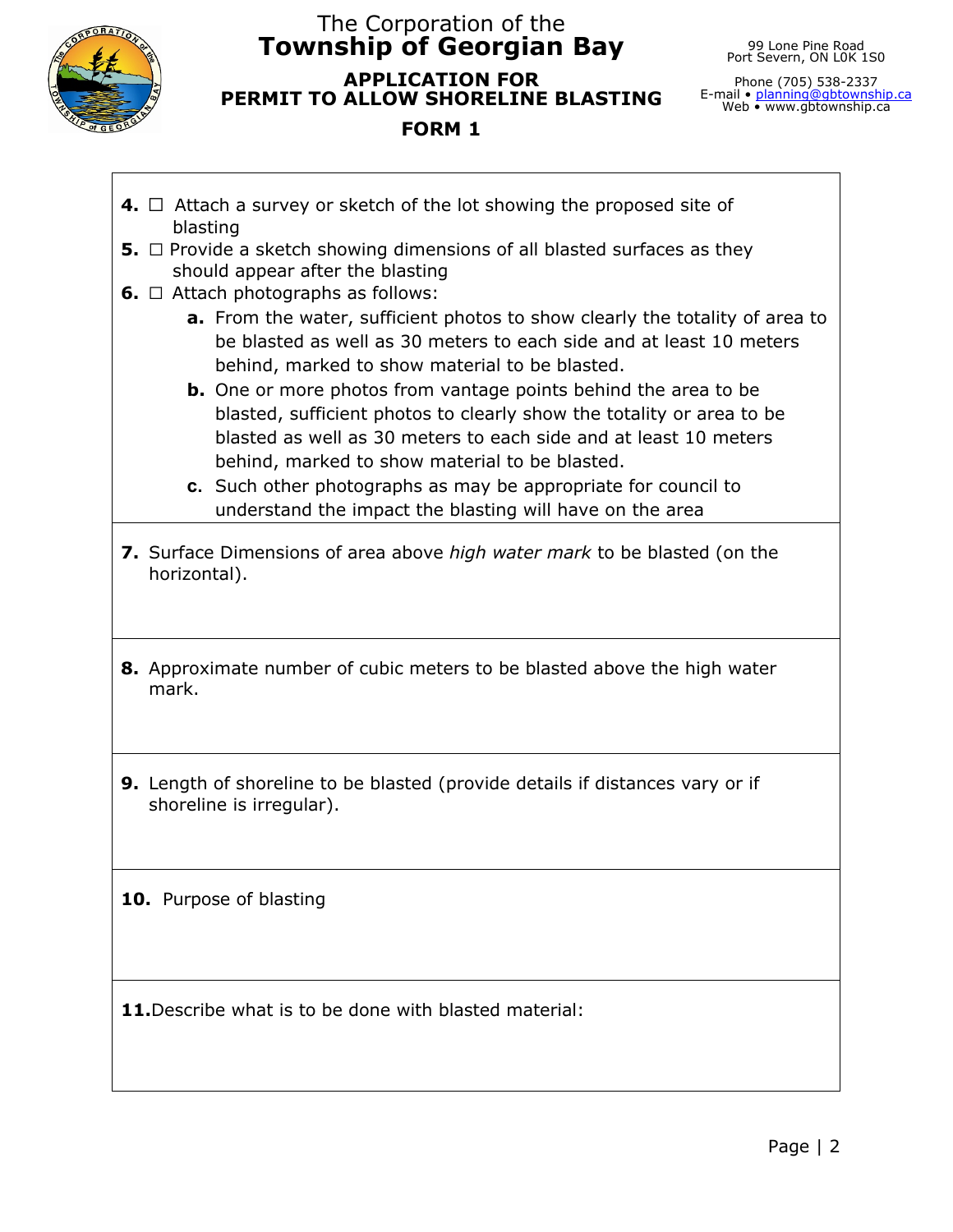The Corporation of the

# Township of Georgian Bay

## APPLICATION FOR PERMIT TO ALLOW SHORELINE BLASTING

### FORM 1

99 Lone Pine Road
Port Severn, ON L0K 1S0

Phone (705) 538-2337
E-mail • planning@gbtownship.ca
Web • www.gbtownship.ca

4. ☐ Attach a survey or sketch of the lot showing the proposed site of blasting
5. ☐ Provide a sketch showing dimensions of all blasted surfaces as they should appear after the blasting
6. ☐ Attach photographs as follows:
   - **a.** From the water, sufficient photos to show clearly the totality of area to be blasted as well as 30 meters to each side and at least 10 meters behind, marked to show material to be blasted.
   - **b.** One or more photos from vantage points behind the area to be blasted, sufficient photos to clearly show the totality or area to be blasted as well as 30 meters to each side and at least 10 meters behind, marked to show material to be blasted.
   - **c.** Such other photographs as may be appropriate for council to understand the impact the blasting will have on the area

7. Surface Dimensions of area above *high water mark* to be blasted (on the horizontal).

8. Approximate number of cubic meters to be blasted above the high water mark.

9. Length of shoreline to be blasted (provide details if distances vary or if shoreline is irregular).

10. Purpose of blasting

11. Describe what is to be done with blasted material: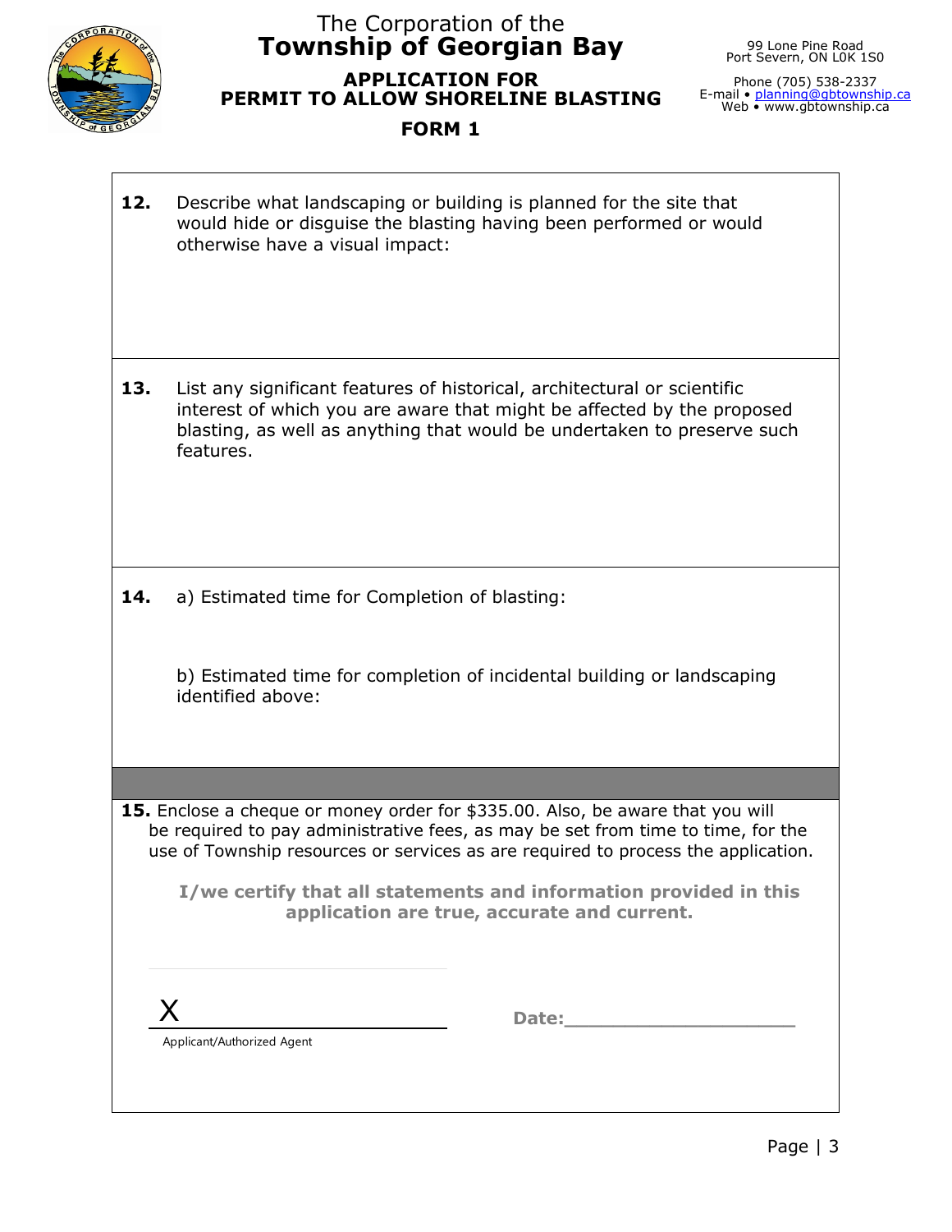The Corporation of the
# Township of Georgian Bay
## APPLICATION FOR PERMIT TO ALLOW SHORELINE BLASTING
### FORM 1

99 Lone Pine Road
Port Severn, ON L0K 1S0

Phone (705) 538-2337
E-mail • planning@gbtownship.ca
Web • www.gbtownship.ca

**12.** Describe what landscaping or building is planned for the site that would hide or disguise the blasting having been performed or would otherwise have a visual impact:

**13.** List any significant features of historical, architectural or scientific interest of which you are aware that might be affected by the proposed blasting, as well as anything that would be undertaken to preserve such features.

**14.** a) Estimated time for Completion of blasting:

b) Estimated time for completion of incidental building or landscaping identified above:

**15.** Enclose a cheque or money order for $335.00. Also, be aware that you will be required to pay administrative fees, as may be set from time to time, for the use of Township resources or services as are required to process the application.

**I/we certify that all statements and information provided in this application are true, accurate and current.**

X ______________________________
Applicant/Authorized Agent

**Date:**____________________